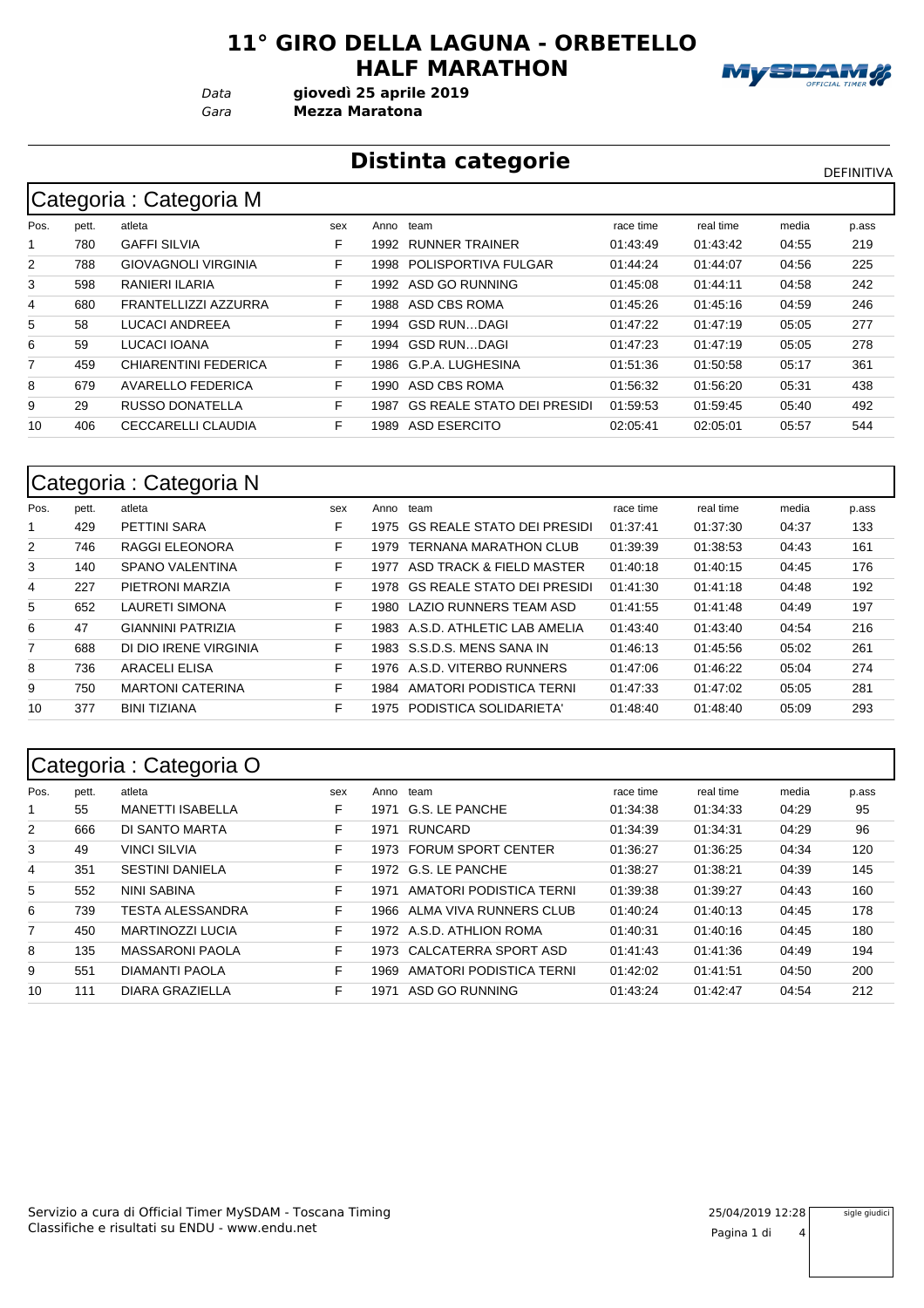# 11° GIRO DELLA LAGUNA - ORBETELLO HALF MARATHON

*Data* **giovedì 25 aprile 2019**

*Gara* **Mezza Maratona**

## Distinta categorie

DEFINITIVA

### Categoria : Categoria M

| Pos. | pett. | atleta | sex | Anno | team | race time | real time | media | p.ass |
|---|---|---|---|---|---|---|---|---|---|
| 1 | 780 | GAFFI SILVIA | F | 1992 | RUNNER TRAINER | 01:43:49 | 01:43:42 | 04:55 | 219 |
| 2 | 788 | GIOVAGNOLI VIRGINIA | F | 1998 | POLISPORTIVA FULGAR | 01:44:24 | 01:44:07 | 04:56 | 225 |
| 3 | 598 | RANIERI ILARIA | F | 1992 | ASD GO RUNNING | 01:45:08 | 01:44:11 | 04:58 | 242 |
| 4 | 680 | FRANTELLIZZI AZZURRA | F | 1988 | ASD CBS ROMA | 01:45:26 | 01:45:16 | 04:59 | 246 |
| 5 | 58 | LUCACI ANDREEA | F | 1994 | GSD RUN…DAGI | 01:47:22 | 01:47:19 | 05:05 | 277 |
| 6 | 59 | LUCACI IOANA | F | 1994 | GSD RUN…DAGI | 01:47:23 | 01:47:19 | 05:05 | 278 |
| 7 | 459 | CHIARENTINI FEDERICA | F | 1986 | G.P.A. LUGHESINA | 01:51:36 | 01:50:58 | 05:17 | 361 |
| 8 | 679 | AVARELLO FEDERICA | F | 1990 | ASD CBS ROMA | 01:56:32 | 01:56:20 | 05:31 | 438 |
| 9 | 29 | RUSSO DONATELLA | F | 1987 | GS REALE STATO DEI PRESIDI | 01:59:53 | 01:59:45 | 05:40 | 492 |
| 10 | 406 | CECCARELLI CLAUDIA | F | 1989 | ASD ESERCITO | 02:05:41 | 02:05:01 | 05:57 | 544 |

### Categoria : Categoria N

| Pos. | pett. | atleta | sex | Anno | team | race time | real time | media | p.ass |
|---|---|---|---|---|---|---|---|---|---|
| 1 | 429 | PETTINI SARA | F | 1975 | GS REALE STATO DEI PRESIDI | 01:37:41 | 01:37:30 | 04:37 | 133 |
| 2 | 746 | RAGGI ELEONORA | F | 1979 | TERNANA MARATHON CLUB | 01:39:39 | 01:38:53 | 04:43 | 161 |
| 3 | 140 | SPANO VALENTINA | F | 1977 | ASD TRACK & FIELD MASTER | 01:40:18 | 01:40:15 | 04:45 | 176 |
| 4 | 227 | PIETRONI MARZIA | F | 1978 | GS REALE STATO DEI PRESIDI | 01:41:30 | 01:41:18 | 04:48 | 192 |
| 5 | 652 | LAURETI SIMONA | F | 1980 | LAZIO RUNNERS TEAM ASD | 01:41:55 | 01:41:48 | 04:49 | 197 |
| 6 | 47 | GIANNINI PATRIZIA | F | 1983 | A.S.D. ATHLETIC LAB AMELIA | 01:43:40 | 01:43:40 | 04:54 | 216 |
| 7 | 688 | DI DIO IRENE VIRGINIA | F | 1983 | S.S.D.S. MENS SANA IN | 01:46:13 | 01:45:56 | 05:02 | 261 |
| 8 | 736 | ARACELI ELISA | F | 1976 | A.S.D. VITERBO RUNNERS | 01:47:06 | 01:46:22 | 05:04 | 274 |
| 9 | 750 | MARTONI CATERINA | F | 1984 | AMATORI PODISTICA TERNI | 01:47:33 | 01:47:02 | 05:05 | 281 |
| 10 | 377 | BINI TIZIANA | F | 1975 | PODISTICA SOLIDARIETA' | 01:48:40 | 01:48:40 | 05:09 | 293 |

### Categoria : Categoria O

| Pos. | pett. | atleta | sex | Anno | team | race time | real time | media | p.ass |
|---|---|---|---|---|---|---|---|---|---|
| 1 | 55 | MANETTI ISABELLA | F | 1971 | G.S. LE PANCHE | 01:34:38 | 01:34:33 | 04:29 | 95 |
| 2 | 666 | DI SANTO MARTA | F | 1971 | RUNCARD | 01:34:39 | 01:34:31 | 04:29 | 96 |
| 3 | 49 | VINCI SILVIA | F | 1973 | FORUM SPORT CENTER | 01:36:27 | 01:36:25 | 04:34 | 120 |
| 4 | 351 | SESTINI DANIELA | F | 1972 | G.S. LE PANCHE | 01:38:27 | 01:38:21 | 04:39 | 145 |
| 5 | 552 | NINI SABINA | F | 1971 | AMATORI PODISTICA TERNI | 01:39:38 | 01:39:27 | 04:43 | 160 |
| 6 | 739 | TESTA ALESSANDRA | F | 1966 | ALMA VIVA RUNNERS CLUB | 01:40:24 | 01:40:13 | 04:45 | 178 |
| 7 | 450 | MARTINOZZI LUCIA | F | 1972 | A.S.D. ATHLION ROMA | 01:40:31 | 01:40:16 | 04:45 | 180 |
| 8 | 135 | MASSARONI PAOLA | F | 1973 | CALCATERRA SPORT ASD | 01:41:43 | 01:41:36 | 04:49 | 194 |
| 9 | 551 | DIAMANTI PAOLA | F | 1969 | AMATORI PODISTICA TERNI | 01:42:02 | 01:41:51 | 04:50 | 200 |
| 10 | 111 | DIARA GRAZIELLA | F | 1971 | ASD GO RUNNING | 01:43:24 | 01:42:47 | 04:54 | 212 |

Servizio a cura di Official Timer MySDAM - Toscana Timing
Classifiche e risultati su ENDU - www.endu.net

25/04/2019 12:28

sigle giudici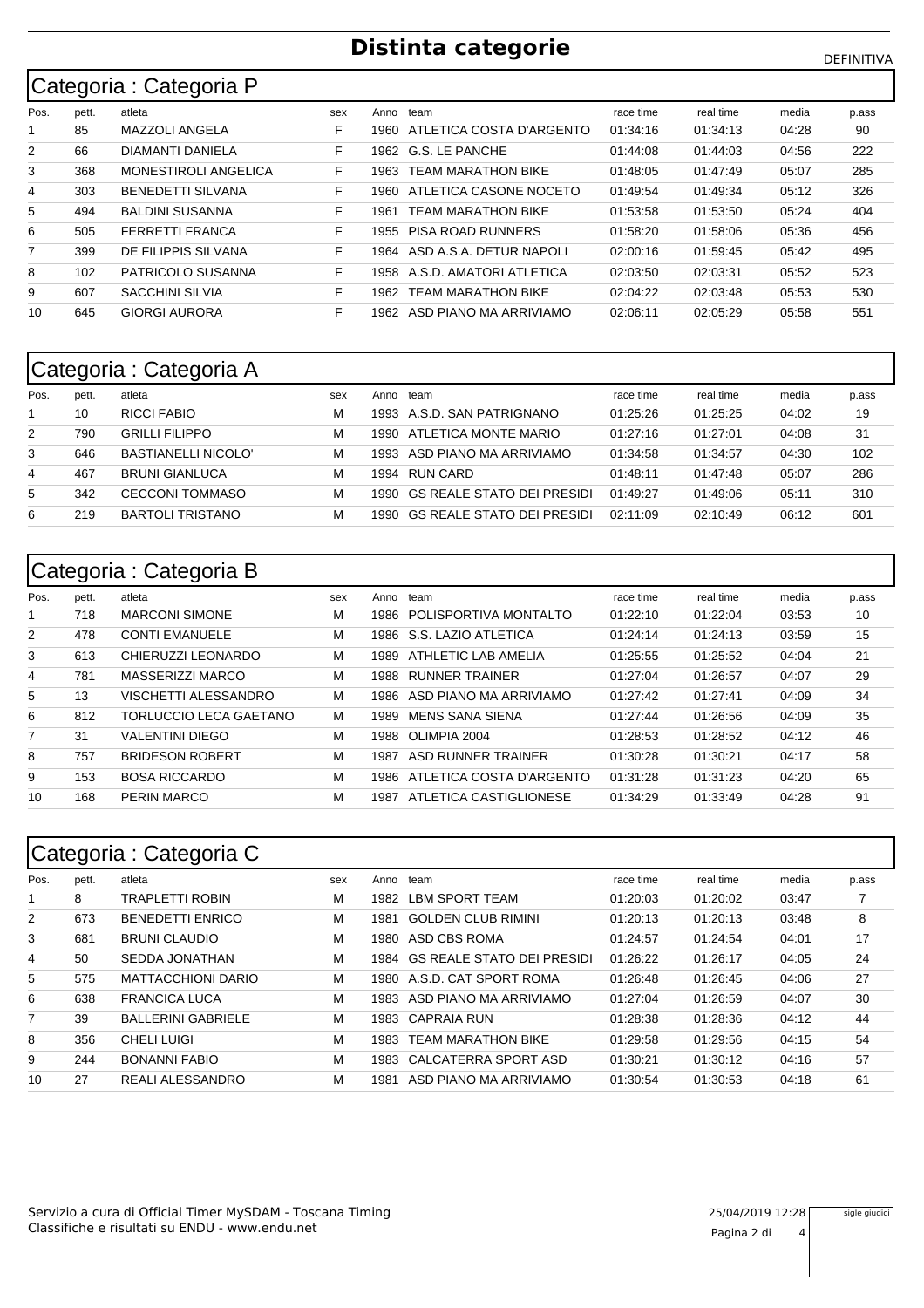# Distinta categorie

DEFINITIVA

## Categoria : Categoria P

| Pos. | pett. | atleta | sex | Anno | team | race time | real time | media | p.ass |
|---|---|---|---|---|---|---|---|---|---|
| 1 | 85 | MAZZOLI ANGELA | F | 1960 | ATLETICA COSTA D'ARGENTO | 01:34:16 | 01:34:13 | 04:28 | 90 |
| 2 | 66 | DIAMANTI DANIELA | F | 1962 | G.S. LE PANCHE | 01:44:08 | 01:44:03 | 04:56 | 222 |
| 3 | 368 | MONESTIROLI ANGELICA | F | 1963 | TEAM MARATHON BIKE | 01:48:05 | 01:47:49 | 05:07 | 285 |
| 4 | 303 | BENEDETTI SILVANA | F | 1960 | ATLETICA CASONE NOCETO | 01:49:54 | 01:49:34 | 05:12 | 326 |
| 5 | 494 | BALDINI SUSANNA | F | 1961 | TEAM MARATHON BIKE | 01:53:58 | 01:53:50 | 05:24 | 404 |
| 6 | 505 | FERRETTI FRANCA | F | 1955 | PISA ROAD RUNNERS | 01:58:20 | 01:58:06 | 05:36 | 456 |
| 7 | 399 | DE FILIPPIS SILVANA | F | 1964 | ASD A.S.A. DETUR NAPOLI | 02:00:16 | 01:59:45 | 05:42 | 495 |
| 8 | 102 | PATRICOLO SUSANNA | F | 1958 | A.S.D. AMATORI ATLETICA | 02:03:50 | 02:03:31 | 05:52 | 523 |
| 9 | 607 | SACCHINI SILVIA | F | 1962 | TEAM MARATHON BIKE | 02:04:22 | 02:03:48 | 05:53 | 530 |
| 10 | 645 | GIORGI AURORA | F | 1962 | ASD PIANO MA ARRIVIAMO | 02:06:11 | 02:05:29 | 05:58 | 551 |

## Categoria : Categoria A

| Pos. | pett. | atleta | sex | Anno | team | race time | real time | media | p.ass |
|---|---|---|---|---|---|---|---|---|---|
| 1 | 10 | RICCI FABIO | M | 1993 | A.S.D. SAN PATRIGNANO | 01:25:26 | 01:25:25 | 04:02 | 19 |
| 2 | 790 | GRILLI FILIPPO | M | 1990 | ATLETICA MONTE MARIO | 01:27:16 | 01:27:01 | 04:08 | 31 |
| 3 | 646 | BASTIANELLI NICOLO' | M | 1993 | ASD PIANO MA ARRIVIAMO | 01:34:58 | 01:34:57 | 04:30 | 102 |
| 4 | 467 | BRUNI GIANLUCA | M | 1994 | RUN CARD | 01:48:11 | 01:47:48 | 05:07 | 286 |
| 5 | 342 | CECCONI TOMMASO | M | 1990 | GS REALE STATO DEI PRESIDI | 01:49:27 | 01:49:06 | 05:11 | 310 |
| 6 | 219 | BARTOLI TRISTANO | M | 1990 | GS REALE STATO DEI PRESIDI | 02:11:09 | 02:10:49 | 06:12 | 601 |

## Categoria : Categoria B

| Pos. | pett. | atleta | sex | Anno | team | race time | real time | media | p.ass |
|---|---|---|---|---|---|---|---|---|---|
| 1 | 718 | MARCONI SIMONE | M | 1986 | POLISPORTIVA MONTALTO | 01:22:10 | 01:22:04 | 03:53 | 10 |
| 2 | 478 | CONTI EMANUELE | M | 1986 | S.S. LAZIO ATLETICA | 01:24:14 | 01:24:13 | 03:59 | 15 |
| 3 | 613 | CHIERUZZI LEONARDO | M | 1989 | ATHLETIC LAB AMELIA | 01:25:55 | 01:25:52 | 04:04 | 21 |
| 4 | 781 | MASSERIZZI MARCO | M | 1988 | RUNNER TRAINER | 01:27:04 | 01:26:57 | 04:07 | 29 |
| 5 | 13 | VISCHETTI ALESSANDRO | M | 1986 | ASD PIANO MA ARRIVIAMO | 01:27:42 | 01:27:41 | 04:09 | 34 |
| 6 | 812 | TORLUCCIO LECA GAETANO | M | 1989 | MENS SANA SIENA | 01:27:44 | 01:26:56 | 04:09 | 35 |
| 7 | 31 | VALENTINI DIEGO | M | 1988 | OLIMPIA 2004 | 01:28:53 | 01:28:52 | 04:12 | 46 |
| 8 | 757 | BRIDESON ROBERT | M | 1987 | ASD RUNNER TRAINER | 01:30:28 | 01:30:21 | 04:17 | 58 |
| 9 | 153 | BOSA RICCARDO | M | 1986 | ATLETICA COSTA D'ARGENTO | 01:31:28 | 01:31:23 | 04:20 | 65 |
| 10 | 168 | PERIN MARCO | M | 1987 | ATLETICA CASTIGLIONESE | 01:34:29 | 01:33:49 | 04:28 | 91 |

## Categoria : Categoria C

| Pos. | pett. | atleta | sex | Anno | team | race time | real time | media | p.ass |
|---|---|---|---|---|---|---|---|---|---|
| 1 | 8 | TRAPLETTI ROBIN | M | 1982 | LBM SPORT TEAM | 01:20:03 | 01:20:02 | 03:47 | 7 |
| 2 | 673 | BENEDETTI ENRICO | M | 1981 | GOLDEN CLUB RIMINI | 01:20:13 | 01:20:13 | 03:48 | 8 |
| 3 | 681 | BRUNI CLAUDIO | M | 1980 | ASD CBS ROMA | 01:24:57 | 01:24:54 | 04:01 | 17 |
| 4 | 50 | SEDDA JONATHAN | M | 1984 | GS REALE STATO DEI PRESIDI | 01:26:22 | 01:26:17 | 04:05 | 24 |
| 5 | 575 | MATTACCHIONI DARIO | M | 1980 | A.S.D. CAT SPORT ROMA | 01:26:48 | 01:26:45 | 04:06 | 27 |
| 6 | 638 | FRANCICA LUCA | M | 1983 | ASD PIANO MA ARRIVIAMO | 01:27:04 | 01:26:59 | 04:07 | 30 |
| 7 | 39 | BALLERINI GABRIELE | M | 1983 | CAPRAIA RUN | 01:28:38 | 01:28:36 | 04:12 | 44 |
| 8 | 356 | CHELI LUIGI | M | 1983 | TEAM MARATHON BIKE | 01:29:58 | 01:29:56 | 04:15 | 54 |
| 9 | 244 | BONANNI FABIO | M | 1983 | CALCATERRA SPORT ASD | 01:30:21 | 01:30:12 | 04:16 | 57 |
| 10 | 27 | REALI ALESSANDRO | M | 1981 | ASD PIANO MA ARRIVIAMO | 01:30:54 | 01:30:53 | 04:18 | 61 |

Servizio a cura di Official Timer MySDAM - Toscana Timing
Classifiche e risultati su ENDU - www.endu.net

25/04/2019 12:28

sigle giudici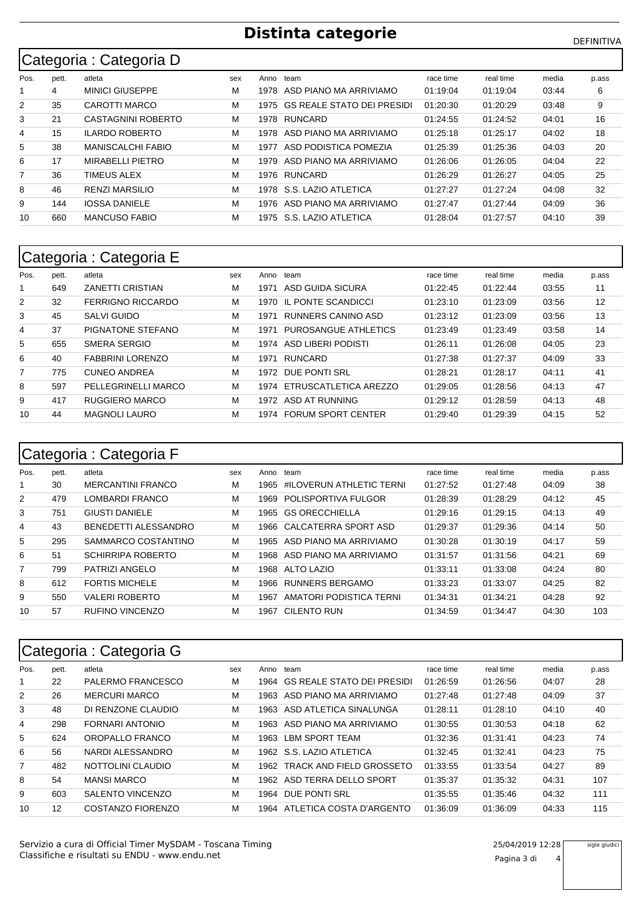# Distinta categorie

DEFINITIVA

## Categoria : Categoria D

| Pos. | pett. | atleta | sex | Anno | team | race time | real time | media | p.ass |
|---|---|---|---|---|---|---|---|---|---|
| 1 | 4 | MINICI GIUSEPPE | M | 1978 | ASD PIANO MA ARRIVIAMO | 01:19:04 | 01:19:04 | 03:44 | 6 |
| 2 | 35 | CAROTTI MARCO | M | 1975 | GS REALE STATO DEI PRESIDI | 01:20:30 | 01:20:29 | 03:48 | 9 |
| 3 | 21 | CASTAGNINI ROBERTO | M | 1978 | RUNCARD | 01:24:55 | 01:24:52 | 04:01 | 16 |
| 4 | 15 | ILARDO ROBERTO | M | 1978 | ASD PIANO MA ARRIVIAMO | 01:25:18 | 01:25:17 | 04:02 | 18 |
| 5 | 38 | MANISCALCHI FABIO | M | 1977 | ASD PODISTICA POMEZIA | 01:25:39 | 01:25:36 | 04:03 | 20 |
| 6 | 17 | MIRABELLI PIETRO | M | 1979 | ASD PIANO MA ARRIVIAMO | 01:26:06 | 01:26:05 | 04:04 | 22 |
| 7 | 36 | TIMEUS ALEX | M | 1976 | RUNCARD | 01:26:29 | 01:26:27 | 04:05 | 25 |
| 8 | 46 | RENZI MARSILIO | M | 1978 | S.S. LAZIO ATLETICA | 01:27:27 | 01:27:24 | 04:08 | 32 |
| 9 | 144 | IOSSA DANIELE | M | 1976 | ASD PIANO MA ARRIVIAMO | 01:27:47 | 01:27:44 | 04:09 | 36 |
| 10 | 660 | MANCUSO FABIO | M | 1975 | S.S. LAZIO ATLETICA | 01:28:04 | 01:27:57 | 04:10 | 39 |

## Categoria : Categoria E

| Pos. | pett. | atleta | sex | Anno | team | race time | real time | media | p.ass |
|---|---|---|---|---|---|---|---|---|---|
| 1 | 649 | ZANETTI CRISTIAN | M | 1971 | ASD GUIDA SICURA | 01:22:45 | 01:22:44 | 03:55 | 11 |
| 2 | 32 | FERRIGNO RICCARDO | M | 1970 | IL PONTE SCANDICCI | 01:23:10 | 01:23:09 | 03:56 | 12 |
| 3 | 45 | SALVI GUIDO | M | 1971 | RUNNERS CANINO ASD | 01:23:12 | 01:23:09 | 03:56 | 13 |
| 4 | 37 | PIGNATONE STEFANO | M | 1971 | PUROSANGUE ATHLETICS | 01:23:49 | 01:23:49 | 03:58 | 14 |
| 5 | 655 | SMERA SERGIO | M | 1974 | ASD LIBERI PODISTI | 01:26:11 | 01:26:08 | 04:05 | 23 |
| 6 | 40 | FABBRINI LORENZO | M | 1971 | RUNCARD | 01:27:38 | 01:27:37 | 04:09 | 33 |
| 7 | 775 | CUNEO ANDREA | M | 1972 | DUE PONTI SRL | 01:28:21 | 01:28:17 | 04:11 | 41 |
| 8 | 597 | PELLEGRINELLI MARCO | M | 1974 | ETRUSCATLETICA AREZZO | 01:29:05 | 01:28:56 | 04:13 | 47 |
| 9 | 417 | RUGGIERO MARCO | M | 1972 | ASD AT RUNNING | 01:29:12 | 01:28:59 | 04:13 | 48 |
| 10 | 44 | MAGNOLI LAURO | M | 1974 | FORUM SPORT CENTER | 01:29:40 | 01:29:39 | 04:15 | 52 |

## Categoria : Categoria F

| Pos. | pett. | atleta | sex | Anno | team | race time | real time | media | p.ass |
|---|---|---|---|---|---|---|---|---|---|
| 1 | 30 | MERCANTINI FRANCO | M | 1965 | #ILOVERUN ATHLETIC TERNI | 01:27:52 | 01:27:48 | 04:09 | 38 |
| 2 | 479 | LOMBARDI FRANCO | M | 1969 | POLISPORTIVA FULGOR | 01:28:39 | 01:28:29 | 04:12 | 45 |
| 3 | 751 | GIUSTI DANIELE | M | 1965 | GS ORECCHIELLA | 01:29:16 | 01:29:15 | 04:13 | 49 |
| 4 | 43 | BENEDETTI ALESSANDRO | M | 1966 | CALCATERRA SPORT ASD | 01:29:37 | 01:29:36 | 04:14 | 50 |
| 5 | 295 | SAMMARCO COSTANTINO | M | 1965 | ASD PIANO MA ARRIVIAMO | 01:30:28 | 01:30:19 | 04:17 | 59 |
| 6 | 51 | SCHIRRIPA ROBERTO | M | 1968 | ASD PIANO MA ARRIVIAMO | 01:31:57 | 01:31:56 | 04:21 | 69 |
| 7 | 799 | PATRIZI ANGELO | M | 1968 | ALTO LAZIO | 01:33:11 | 01:33:08 | 04:24 | 80 |
| 8 | 612 | FORTIS MICHELE | M | 1966 | RUNNERS BERGAMO | 01:33:23 | 01:33:07 | 04:25 | 82 |
| 9 | 550 | VALERI ROBERTO | M | 1967 | AMATORI PODISTICA TERNI | 01:34:31 | 01:34:21 | 04:28 | 92 |
| 10 | 57 | RUFINO VINCENZO | M | 1967 | CILENTO RUN | 01:34:59 | 01:34:47 | 04:30 | 103 |

## Categoria : Categoria G

| Pos. | pett. | atleta | sex | Anno | team | race time | real time | media | p.ass |
|---|---|---|---|---|---|---|---|---|---|
| 1 | 22 | PALERMO FRANCESCO | M | 1964 | GS REALE STATO DEI PRESIDI | 01:26:59 | 01:26:56 | 04:07 | 28 |
| 2 | 26 | MERCURI MARCO | M | 1963 | ASD PIANO MA ARRIVIAMO | 01:27:48 | 01:27:48 | 04:09 | 37 |
| 3 | 48 | DI RENZONE CLAUDIO | M | 1963 | ASD ATLETICA SINALUNGA | 01:28:11 | 01:28:10 | 04:10 | 40 |
| 4 | 298 | FORNARI ANTONIO | M | 1963 | ASD PIANO MA ARRIVIAMO | 01:30:55 | 01:30:53 | 04:18 | 62 |
| 5 | 624 | OROPALLO FRANCO | M | 1963 | LBM SPORT TEAM | 01:32:36 | 01:31:41 | 04:23 | 74 |
| 6 | 56 | NARDI ALESSANDRO | M | 1962 | S.S. LAZIO ATLETICA | 01:32:45 | 01:32:41 | 04:23 | 75 |
| 7 | 482 | NOTTOLINI CLAUDIO | M | 1962 | TRACK AND FIELD GROSSETO | 01:33:55 | 01:33:54 | 04:27 | 89 |
| 8 | 54 | MANSI MARCO | M | 1962 | ASD TERRA DELLO SPORT | 01:35:37 | 01:35:32 | 04:31 | 107 |
| 9 | 603 | SALENTO VINCENZO | M | 1964 | DUE PONTI SRL | 01:35:55 | 01:35:46 | 04:32 | 111 |
| 10 | 12 | COSTANZO FIORENZO | M | 1964 | ATLETICA COSTA D'ARGENTO | 01:36:09 | 01:36:09 | 04:33 | 115 |

Servizio a cura di Official Timer MySDAM - Toscana Timing
Classifiche e risultati su ENDU - www.endu.net

25/04/2019 12:28

sigle giudici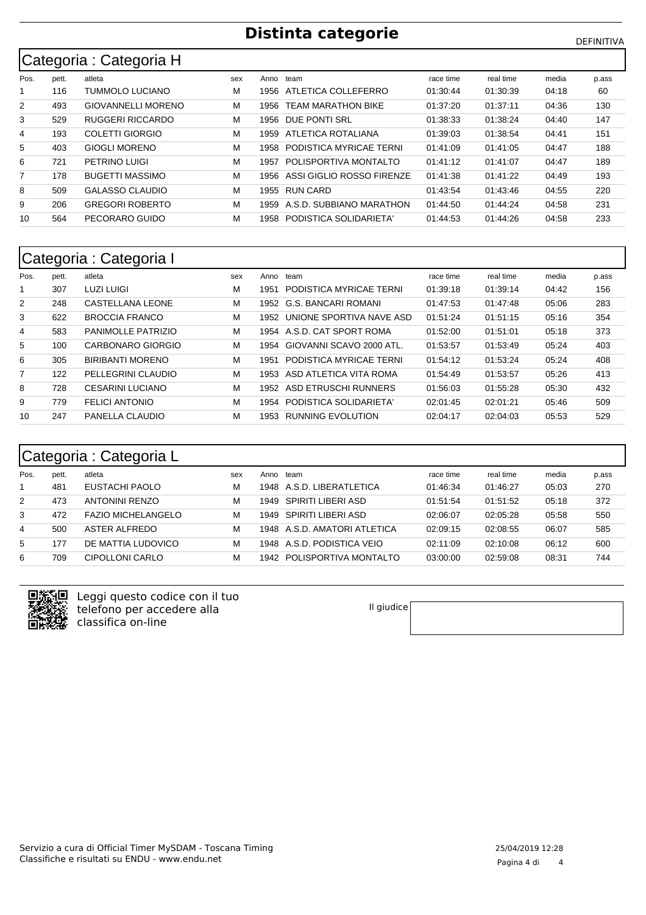# Distinta categorie

DEFINITIVA

## Categoria : Categoria H

| Pos. | pett. | atleta | sex | Anno | team | race time | real time | media | p.ass |
|---|---|---|---|---|---|---|---|---|---|
| 1 | 116 | TUMMOLO LUCIANO | M | 1956 | ATLETICA COLLEFERRO | 01:30:44 | 01:30:39 | 04:18 | 60 |
| 2 | 493 | GIOVANNELLI MORENO | M | 1956 | TEAM MARATHON BIKE | 01:37:20 | 01:37:11 | 04:36 | 130 |
| 3 | 529 | RUGGERI RICCARDO | M | 1956 | DUE PONTI SRL | 01:38:33 | 01:38:24 | 04:40 | 147 |
| 4 | 193 | COLETTI GIORGIO | M | 1959 | ATLETICA ROTALIANA | 01:39:03 | 01:38:54 | 04:41 | 151 |
| 5 | 403 | GIOGLI MORENO | M | 1958 | PODISTICA MYRICAE TERNI | 01:41:09 | 01:41:05 | 04:47 | 188 |
| 6 | 721 | PETRINO LUIGI | M | 1957 | POLISPORTIVA MONTALTO | 01:41:12 | 01:41:07 | 04:47 | 189 |
| 7 | 178 | BUGETTI MASSIMO | M | 1956 | ASSI GIGLIO ROSSO FIRENZE | 01:41:38 | 01:41:22 | 04:49 | 193 |
| 8 | 509 | GALASSO CLAUDIO | M | 1955 | RUN CARD | 01:43:54 | 01:43:46 | 04:55 | 220 |
| 9 | 206 | GREGORI ROBERTO | M | 1959 | A.S.D. SUBBIANO MARATHON | 01:44:50 | 01:44:24 | 04:58 | 231 |
| 10 | 564 | PECORARO GUIDO | M | 1958 | PODISTICA SOLIDARIETA' | 01:44:53 | 01:44:26 | 04:58 | 233 |

## Categoria : Categoria I

| Pos. | pett. | atleta | sex | Anno | team | race time | real time | media | p.ass |
|---|---|---|---|---|---|---|---|---|---|
| 1 | 307 | LUZI LUIGI | M | 1951 | PODISTICA MYRICAE TERNI | 01:39:18 | 01:39:14 | 04:42 | 156 |
| 2 | 248 | CASTELLANA LEONE | M | 1952 | G.S. BANCARI ROMANI | 01:47:53 | 01:47:48 | 05:06 | 283 |
| 3 | 622 | BROCCIA FRANCO | M | 1952 | UNIONE SPORTIVA NAVE ASD | 01:51:24 | 01:51:15 | 05:16 | 354 |
| 4 | 583 | PANIMOLLE PATRIZIO | M | 1954 | A.S.D. CAT SPORT ROMA | 01:52:00 | 01:51:01 | 05:18 | 373 |
| 5 | 100 | CARBONARO GIORGIO | M | 1954 | GIOVANNI SCAVO 2000 ATL. | 01:53:57 | 01:53:49 | 05:24 | 403 |
| 6 | 305 | BIRIBANTI MORENO | M | 1951 | PODISTICA MYRICAE TERNI | 01:54:12 | 01:53:24 | 05:24 | 408 |
| 7 | 122 | PELLEGRINI CLAUDIO | M | 1953 | ASD ATLETICA VITA ROMA | 01:54:49 | 01:53:57 | 05:26 | 413 |
| 8 | 728 | CESARINI LUCIANO | M | 1952 | ASD ETRUSCHI RUNNERS | 01:56:03 | 01:55:28 | 05:30 | 432 |
| 9 | 779 | FELICI ANTONIO | M | 1954 | PODISTICA SOLIDARIETA' | 02:01:45 | 02:01:21 | 05:46 | 509 |
| 10 | 247 | PANELLA CLAUDIO | M | 1953 | RUNNING EVOLUTION | 02:04:17 | 02:04:03 | 05:53 | 529 |

## Categoria : Categoria L

| Pos. | pett. | atleta | sex | Anno | team | race time | real time | media | p.ass |
|---|---|---|---|---|---|---|---|---|---|
| 1 | 481 | EUSTACHI PAOLO | M | 1948 | A.S.D. LIBERATLETICA | 01:46:34 | 01:46:27 | 05:03 | 270 |
| 2 | 473 | ANTONINI RENZO | M | 1949 | SPIRITI LIBERI ASD | 01:51:54 | 01:51:52 | 05:18 | 372 |
| 3 | 472 | FAZIO MICHELANGELO | M | 1949 | SPIRITI LIBERI ASD | 02:06:07 | 02:05:28 | 05:58 | 550 |
| 4 | 500 | ASTER ALFREDO | M | 1948 | A.S.D. AMATORI ATLETICA | 02:09:15 | 02:08:55 | 06:07 | 585 |
| 5 | 177 | DE MATTIA LUDOVICO | M | 1948 | A.S.D. PODISTICA VEIO | 02:11:09 | 02:10:08 | 06:12 | 600 |
| 6 | 709 | CIPOLLONI CARLO | M | 1942 | POLISPORTIVA MONTALTO | 03:00:00 | 02:59:08 | 08:31 | 744 |

Leggi questo codice con il tuo telefono per accedere alla classifica on-line

Il giudice

Servizio a cura di Official Timer MySDAM - Toscana Timing
Classifiche e risultati su ENDU - www.endu.net

25/04/2019 12:28